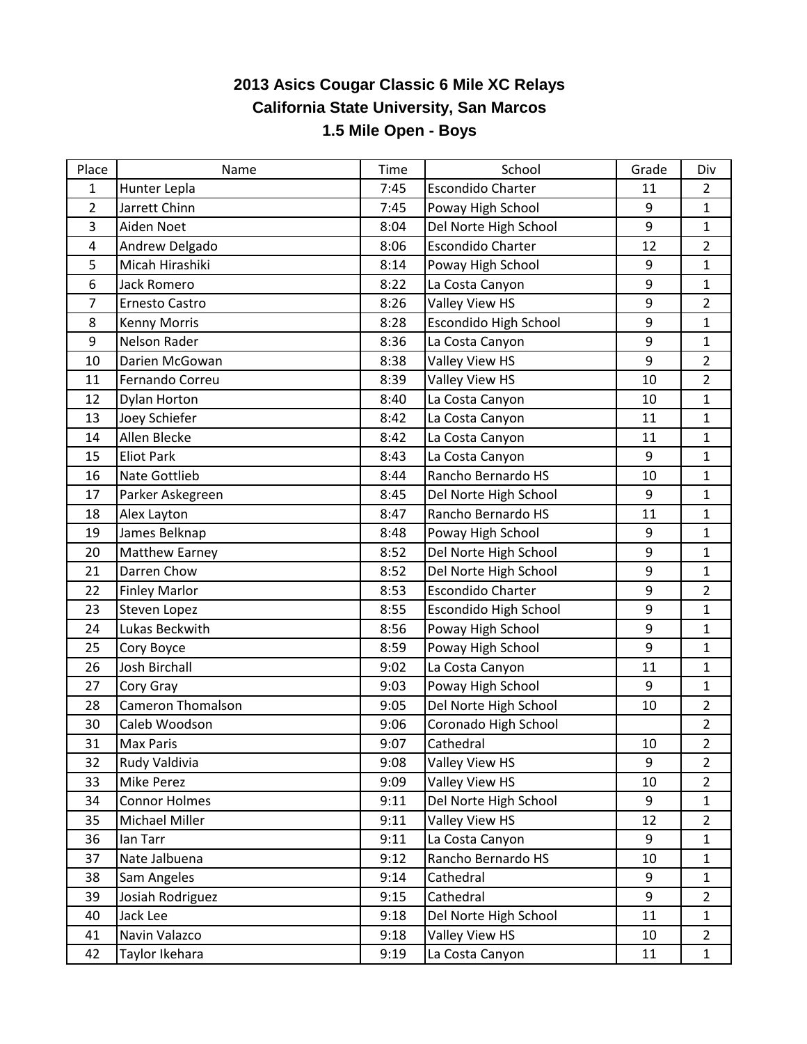# 2013 Asics Cougar Classic 6 Mile XC Relays

## California State University, San Marcos

### 1.5 Mile Open - Boys

| Place | Name | Time | School | Grade | Div |
|---|---|---|---|---|---|
| 1 | Hunter Lepla | 7:45 | Escondido Charter | 11 | 2 |
| 2 | Jarrett Chinn | 7:45 | Poway High School | 9 | 1 |
| 3 | Aiden Noet | 8:04 | Del Norte High School | 9 | 1 |
| 4 | Andrew Delgado | 8:06 | Escondido Charter | 12 | 2 |
| 5 | Micah Hirashiki | 8:14 | Poway High School | 9 | 1 |
| 6 | Jack Romero | 8:22 | La Costa Canyon | 9 | 1 |
| 7 | Ernesto Castro | 8:26 | Valley View HS | 9 | 2 |
| 8 | Kenny Morris | 8:28 | Escondido High School | 9 | 1 |
| 9 | Nelson Rader | 8:36 | La Costa Canyon | 9 | 1 |
| 10 | Darien McGowan | 8:38 | Valley View HS | 9 | 2 |
| 11 | Fernando Correu | 8:39 | Valley View HS | 10 | 2 |
| 12 | Dylan Horton | 8:40 | La Costa Canyon | 10 | 1 |
| 13 | Joey Schiefer | 8:42 | La Costa Canyon | 11 | 1 |
| 14 | Allen Blecke | 8:42 | La Costa Canyon | 11 | 1 |
| 15 | Eliot Park | 8:43 | La Costa Canyon | 9 | 1 |
| 16 | Nate Gottlieb | 8:44 | Rancho Bernardo HS | 10 | 1 |
| 17 | Parker Askegreen | 8:45 | Del Norte High School | 9 | 1 |
| 18 | Alex Layton | 8:47 | Rancho Bernardo HS | 11 | 1 |
| 19 | James Belknap | 8:48 | Poway High School | 9 | 1 |
| 20 | Matthew Earney | 8:52 | Del Norte High School | 9 | 1 |
| 21 | Darren Chow | 8:52 | Del Norte High School | 9 | 1 |
| 22 | Finley Marlor | 8:53 | Escondido Charter | 9 | 2 |
| 23 | Steven Lopez | 8:55 | Escondido High School | 9 | 1 |
| 24 | Lukas Beckwith | 8:56 | Poway High School | 9 | 1 |
| 25 | Cory Boyce | 8:59 | Poway High School | 9 | 1 |
| 26 | Josh Birchall | 9:02 | La Costa Canyon | 11 | 1 |
| 27 | Cory Gray | 9:03 | Poway High School | 9 | 1 |
| 28 | Cameron Thomalson | 9:05 | Del Norte High School | 10 | 2 |
| 30 | Caleb Woodson | 9:06 | Coronado High School | | 2 |
| 31 | Max Paris | 9:07 | Cathedral | 10 | 2 |
| 32 | Rudy Valdivia | 9:08 | Valley View HS | 9 | 2 |
| 33 | Mike Perez | 9:09 | Valley View HS | 10 | 2 |
| 34 | Connor Holmes | 9:11 | Del Norte High School | 9 | 1 |
| 35 | Michael Miller | 9:11 | Valley View HS | 12 | 2 |
| 36 | Ian Tarr | 9:11 | La Costa Canyon | 9 | 1 |
| 37 | Nate Jalbuena | 9:12 | Rancho Bernardo HS | 10 | 1 |
| 38 | Sam Angeles | 9:14 | Cathedral | 9 | 1 |
| 39 | Josiah Rodriguez | 9:15 | Cathedral | 9 | 2 |
| 40 | Jack Lee | 9:18 | Del Norte High School | 11 | 1 |
| 41 | Navin Valazco | 9:18 | Valley View HS | 10 | 2 |
| 42 | Taylor Ikehara | 9:19 | La Costa Canyon | 11 | 1 |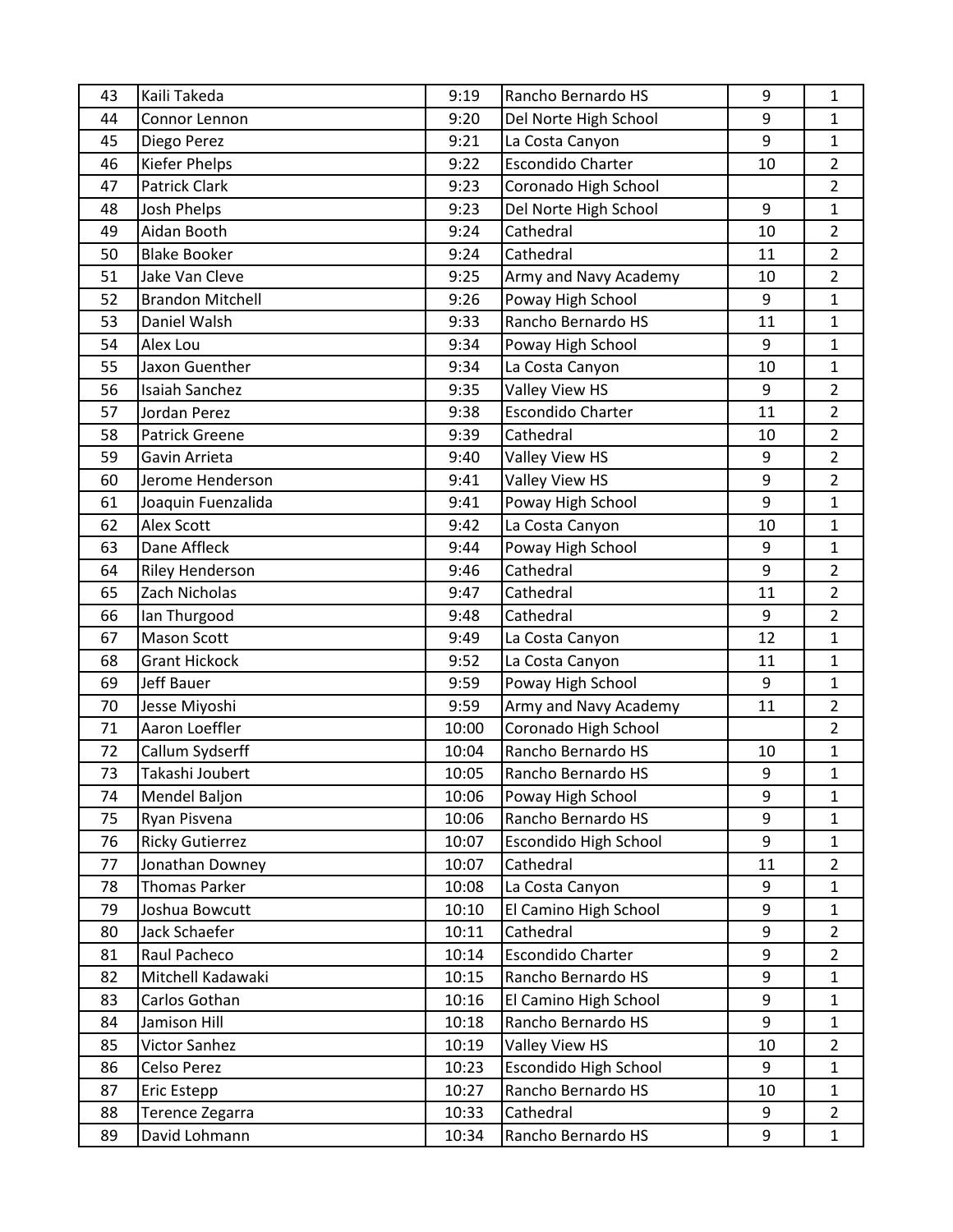| 43 | Kaili Takeda | 9:19 | Rancho Bernardo HS | 9 | 1 |
|---|---|---|---|---|---|
| 44 | Connor Lennon | 9:20 | Del Norte High School | 9 | 1 |
| 45 | Diego Perez | 9:21 | La Costa Canyon | 9 | 1 |
| 46 | Kiefer Phelps | 9:22 | Escondido Charter | 10 | 2 |
| 47 | Patrick Clark | 9:23 | Coronado High School | | 2 |
| 48 | Josh Phelps | 9:23 | Del Norte High School | 9 | 1 |
| 49 | Aidan Booth | 9:24 | Cathedral | 10 | 2 |
| 50 | Blake Booker | 9:24 | Cathedral | 11 | 2 |
| 51 | Jake Van Cleve | 9:25 | Army and Navy Academy | 10 | 2 |
| 52 | Brandon Mitchell | 9:26 | Poway High School | 9 | 1 |
| 53 | Daniel Walsh | 9:33 | Rancho Bernardo HS | 11 | 1 |
| 54 | Alex Lou | 9:34 | Poway High School | 9 | 1 |
| 55 | Jaxon Guenther | 9:34 | La Costa Canyon | 10 | 1 |
| 56 | Isaiah Sanchez | 9:35 | Valley View HS | 9 | 2 |
| 57 | Jordan Perez | 9:38 | Escondido Charter | 11 | 2 |
| 58 | Patrick Greene | 9:39 | Cathedral | 10 | 2 |
| 59 | Gavin Arrieta | 9:40 | Valley View HS | 9 | 2 |
| 60 | Jerome Henderson | 9:41 | Valley View HS | 9 | 2 |
| 61 | Joaquin Fuenzalida | 9:41 | Poway High School | 9 | 1 |
| 62 | Alex Scott | 9:42 | La Costa Canyon | 10 | 1 |
| 63 | Dane Affleck | 9:44 | Poway High School | 9 | 1 |
| 64 | Riley Henderson | 9:46 | Cathedral | 9 | 2 |
| 65 | Zach Nicholas | 9:47 | Cathedral | 11 | 2 |
| 66 | Ian Thurgood | 9:48 | Cathedral | 9 | 2 |
| 67 | Mason Scott | 9:49 | La Costa Canyon | 12 | 1 |
| 68 | Grant Hickock | 9:52 | La Costa Canyon | 11 | 1 |
| 69 | Jeff Bauer | 9:59 | Poway High School | 9 | 1 |
| 70 | Jesse Miyoshi | 9:59 | Army and Navy Academy | 11 | 2 |
| 71 | Aaron Loeffler | 10:00 | Coronado High School | | 2 |
| 72 | Callum Sydserff | 10:04 | Rancho Bernardo HS | 10 | 1 |
| 73 | Takashi Joubert | 10:05 | Rancho Bernardo HS | 9 | 1 |
| 74 | Mendel Baljon | 10:06 | Poway High School | 9 | 1 |
| 75 | Ryan Pisvena | 10:06 | Rancho Bernardo HS | 9 | 1 |
| 76 | Ricky Gutierrez | 10:07 | Escondido High School | 9 | 1 |
| 77 | Jonathan Downey | 10:07 | Cathedral | 11 | 2 |
| 78 | Thomas Parker | 10:08 | La Costa Canyon | 9 | 1 |
| 79 | Joshua Bowcutt | 10:10 | El Camino High School | 9 | 1 |
| 80 | Jack Schaefer | 10:11 | Cathedral | 9 | 2 |
| 81 | Raul Pacheco | 10:14 | Escondido Charter | 9 | 2 |
| 82 | Mitchell Kadawaki | 10:15 | Rancho Bernardo HS | 9 | 1 |
| 83 | Carlos Gothan | 10:16 | El Camino High School | 9 | 1 |
| 84 | Jamison Hill | 10:18 | Rancho Bernardo HS | 9 | 1 |
| 85 | Victor Sanhez | 10:19 | Valley View HS | 10 | 2 |
| 86 | Celso Perez | 10:23 | Escondido High School | 9 | 1 |
| 87 | Eric Estepp | 10:27 | Rancho Bernardo HS | 10 | 1 |
| 88 | Terence Zegarra | 10:33 | Cathedral | 9 | 2 |
| 89 | David Lohmann | 10:34 | Rancho Bernardo HS | 9 | 1 |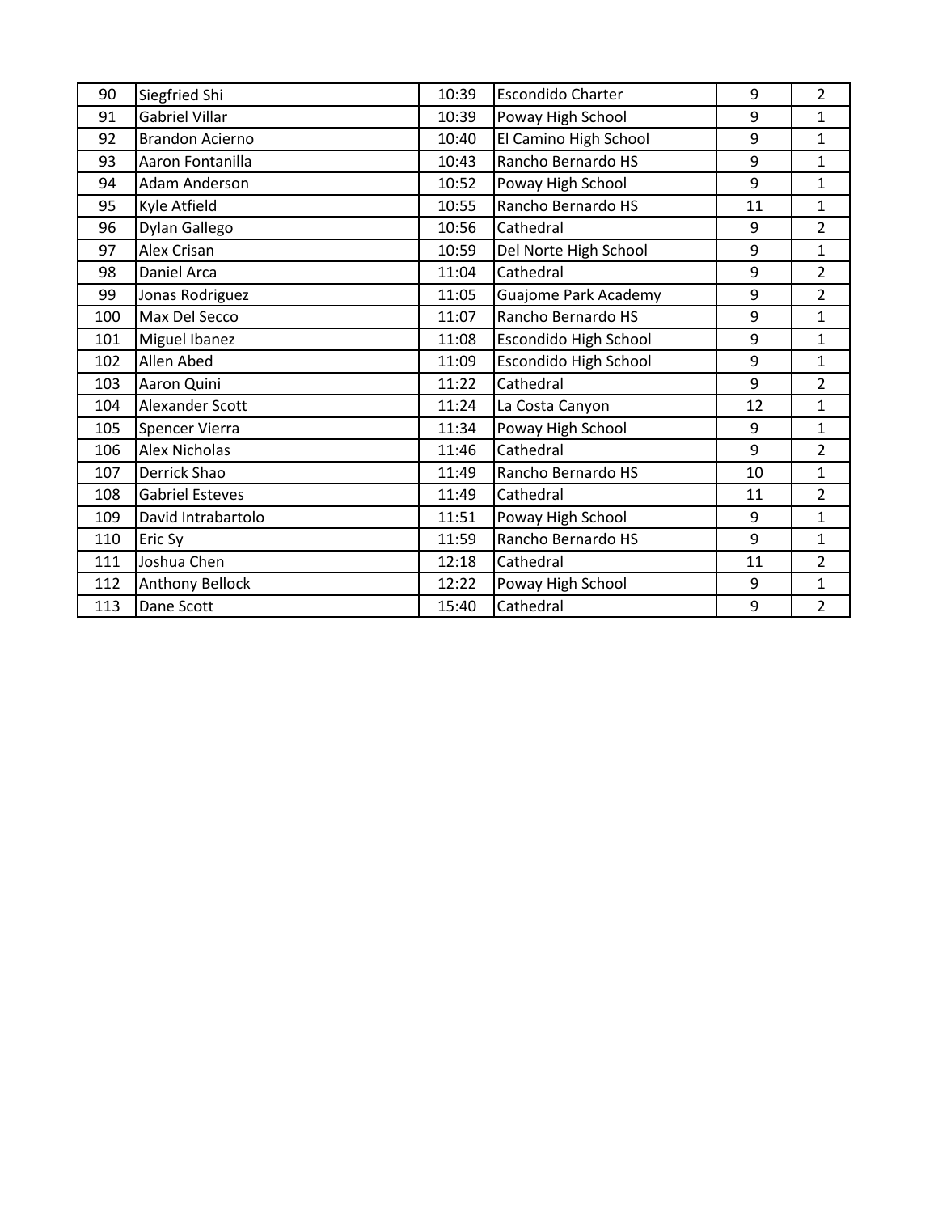| | | | | | |
|---|---|---|---|---|---|
| 90 | Siegfried Shi | 10:39 | Escondido Charter | 9 | 2 |
| 91 | Gabriel Villar | 10:39 | Poway High School | 9 | 1 |
| 92 | Brandon Acierno | 10:40 | El Camino High School | 9 | 1 |
| 93 | Aaron Fontanilla | 10:43 | Rancho Bernardo HS | 9 | 1 |
| 94 | Adam Anderson | 10:52 | Poway High School | 9 | 1 |
| 95 | Kyle Atfield | 10:55 | Rancho Bernardo HS | 11 | 1 |
| 96 | Dylan Gallego | 10:56 | Cathedral | 9 | 2 |
| 97 | Alex Crisan | 10:59 | Del Norte High School | 9 | 1 |
| 98 | Daniel Arca | 11:04 | Cathedral | 9 | 2 |
| 99 | Jonas Rodriguez | 11:05 | Guajome Park Academy | 9 | 2 |
| 100 | Max Del Secco | 11:07 | Rancho Bernardo HS | 9 | 1 |
| 101 | Miguel Ibanez | 11:08 | Escondido High School | 9 | 1 |
| 102 | Allen Abed | 11:09 | Escondido High School | 9 | 1 |
| 103 | Aaron Quini | 11:22 | Cathedral | 9 | 2 |
| 104 | Alexander Scott | 11:24 | La Costa Canyon | 12 | 1 |
| 105 | Spencer Vierra | 11:34 | Poway High School | 9 | 1 |
| 106 | Alex Nicholas | 11:46 | Cathedral | 9 | 2 |
| 107 | Derrick Shao | 11:49 | Rancho Bernardo HS | 10 | 1 |
| 108 | Gabriel Esteves | 11:49 | Cathedral | 11 | 2 |
| 109 | David Intrabartolo | 11:51 | Poway High School | 9 | 1 |
| 110 | Eric Sy | 11:59 | Rancho Bernardo HS | 9 | 1 |
| 111 | Joshua Chen | 12:18 | Cathedral | 11 | 2 |
| 112 | Anthony Bellock | 12:22 | Poway High School | 9 | 1 |
| 113 | Dane Scott | 15:40 | Cathedral | 9 | 2 |